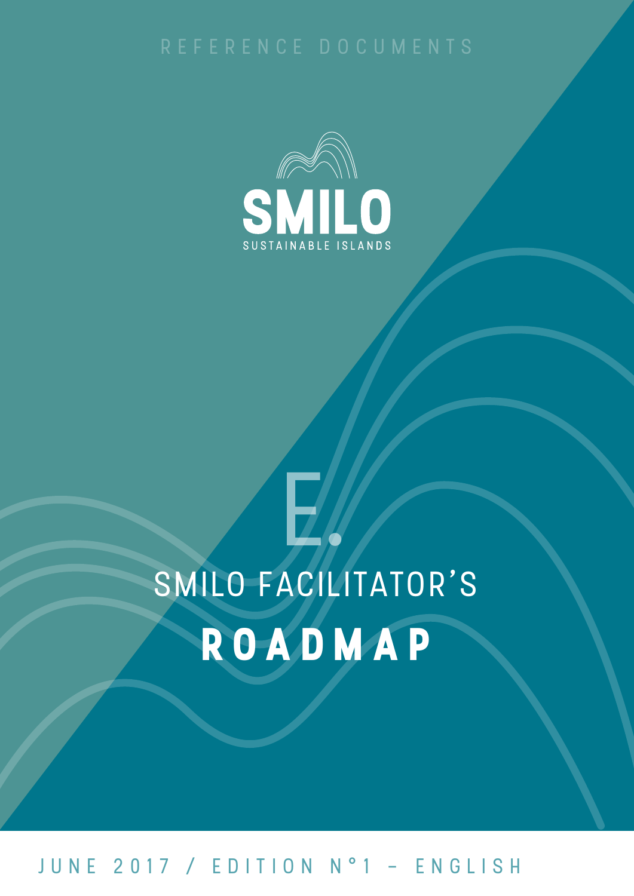REFERENCE DOCUMENTS

SMILO

SUSTAINABLE ISLANDS

E.

# SMILO FACILITATOR'S ROADMAP

JUNE 2017 / EDITION N°1 – ENGLISH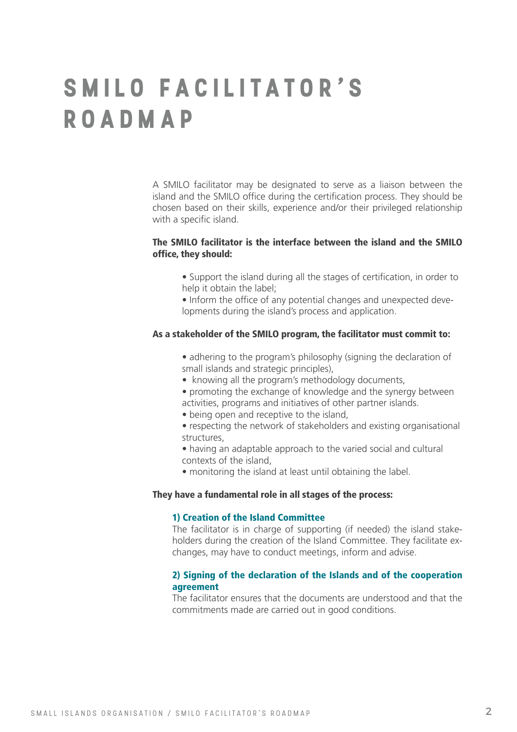# SMILO FACILITATOR'S ROADMAP

A SMILO facilitator may be designated to serve as a liaison between the island and the SMILO office during the certification process. They should be chosen based on their skills, experience and/or their privileged relationship with a specific island.

**The SMILO facilitator is the interface between the island and the SMILO office, they should:**

- Support the island during all the stages of certification, in order to help it obtain the label;
- Inform the office of any potential changes and unexpected developments during the island's process and application.

**As a stakeholder of the SMILO program, the facilitator must commit to:**

- adhering to the program's philosophy (signing the declaration of small islands and strategic principles),
- knowing all the program's methodology documents,
- promoting the exchange of knowledge and the synergy between activities, programs and initiatives of other partner islands.
- being open and receptive to the island,
- respecting the network of stakeholders and existing organisational structures,
- having an adaptable approach to the varied social and cultural contexts of the island,
- monitoring the island at least until obtaining the label.

**They have a fundamental role in all stages of the process:**

### 1) Creation of the Island Committee

The facilitator is in charge of supporting (if needed) the island stakeholders during the creation of the Island Committee. They facilitate exchanges, may have to conduct meetings, inform and advise.

### 2) Signing of the declaration of the Islands and of the cooperation agreement

The facilitator ensures that the documents are understood and that the commitments made are carried out in good conditions.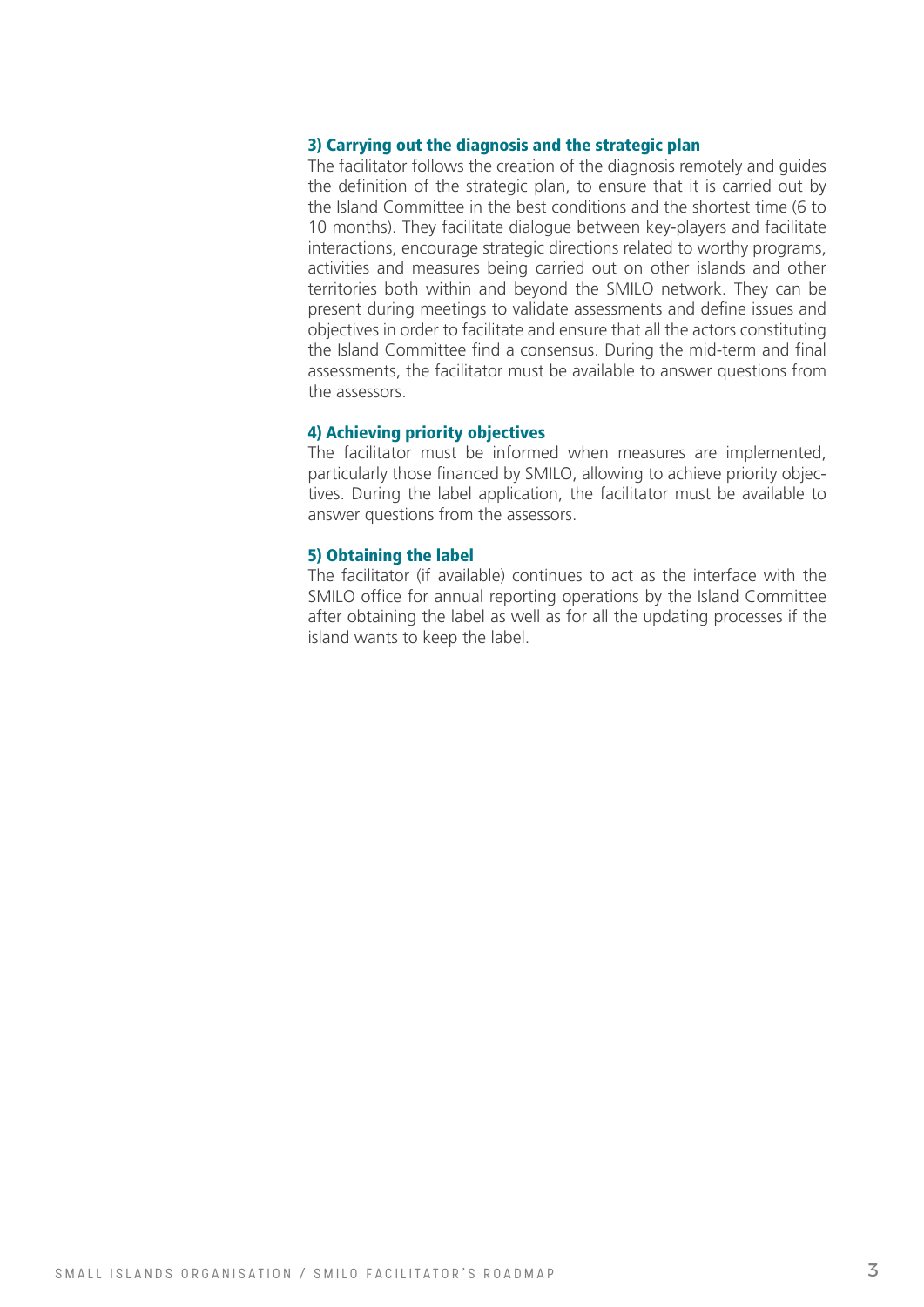### 3) Carrying out the diagnosis and the strategic plan

The facilitator follows the creation of the diagnosis remotely and guides the definition of the strategic plan, to ensure that it is carried out by the Island Committee in the best conditions and the shortest time (6 to 10 months). They facilitate dialogue between key-players and facilitate interactions, encourage strategic directions related to worthy programs, activities and measures being carried out on other islands and other territories both within and beyond the SMILO network. They can be present during meetings to validate assessments and define issues and objectives in order to facilitate and ensure that all the actors constituting the Island Committee find a consensus. During the mid-term and final assessments, the facilitator must be available to answer questions from the assessors.

### 4) Achieving priority objectives

The facilitator must be informed when measures are implemented, particularly those financed by SMILO, allowing to achieve priority objectives. During the label application, the facilitator must be available to answer questions from the assessors.

### 5) Obtaining the label

The facilitator (if available) continues to act as the interface with the SMILO office for annual reporting operations by the Island Committee after obtaining the label as well as for all the updating processes if the island wants to keep the label.